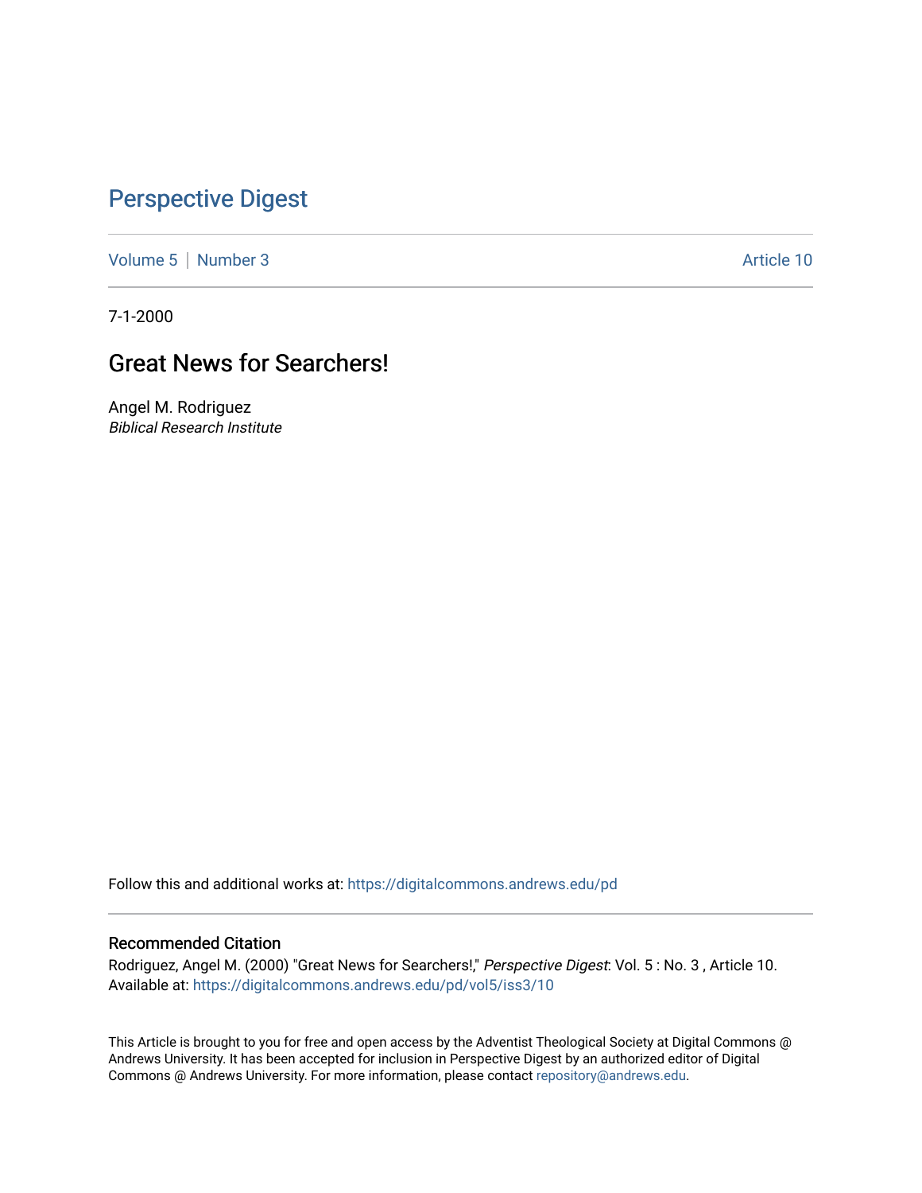# Perspective Digest

Volume 5 | Number 3 Article 10

7-1-2000

## Great News for Searchers!

Angel M. Rodriguez
*Biblical Research Institute*

Follow this and additional works at: https://digitalcommons.andrews.edu/pd

### Recommended Citation

Rodriguez, Angel M. (2000) "Great News for Searchers!," *Perspective Digest*: Vol. 5 : No. 3 , Article 10.
Available at: https://digitalcommons.andrews.edu/pd/vol5/iss3/10

This Article is brought to you for free and open access by the Adventist Theological Society at Digital Commons @ Andrews University. It has been accepted for inclusion in Perspective Digest by an authorized editor of Digital Commons @ Andrews University. For more information, please contact repository@andrews.edu.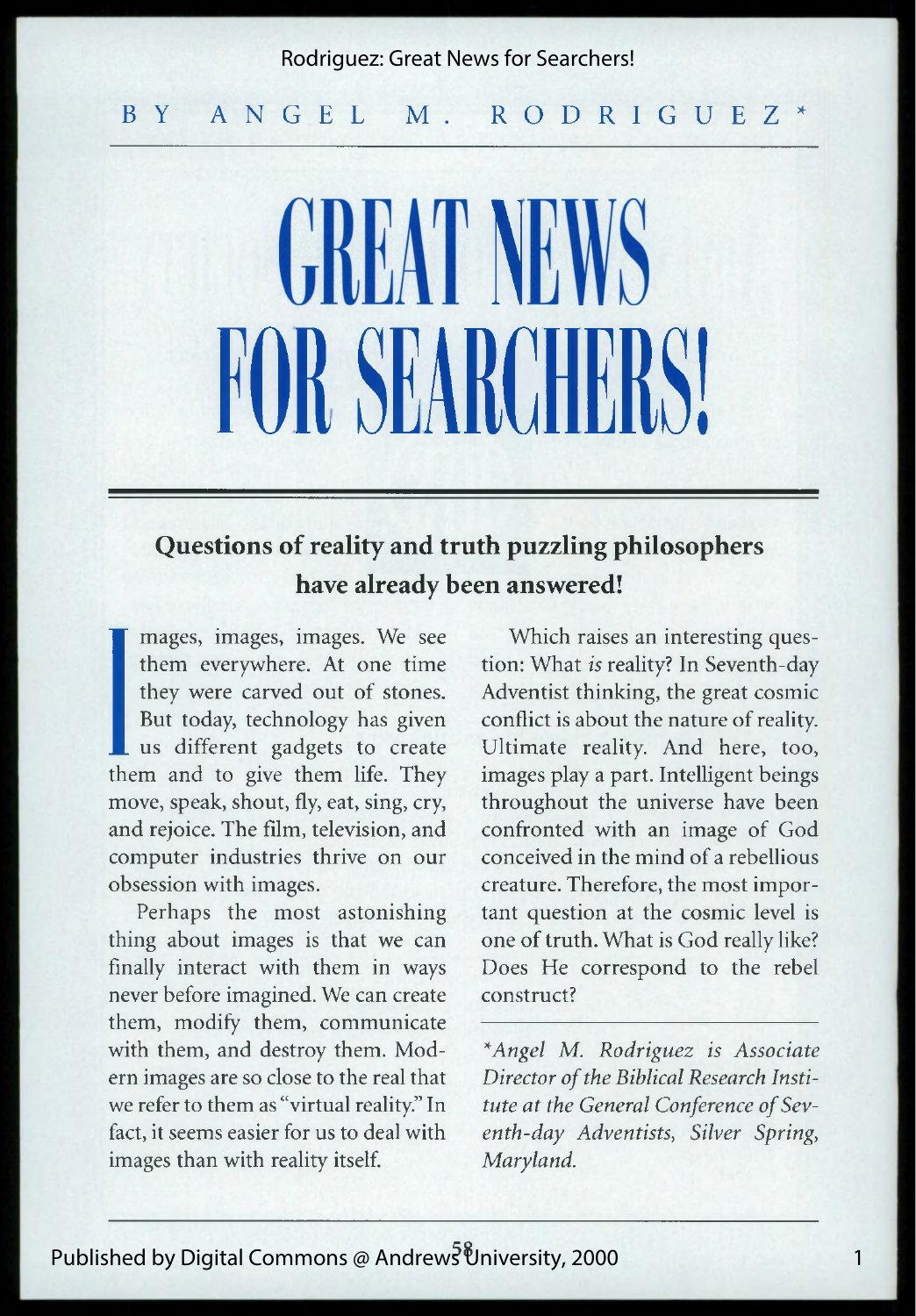BY ANGEL M. RODRIGUEZ*

# GREAT NEWS FOR SEARCHERS!

**Questions of reality and truth puzzling philosophers have already been answered!**

Images, images, images. We see them everywhere. At one time they were carved out of stones. But today, technology has given us different gadgets to create them and to give them life. They move, speak, shout, fly, eat, sing, cry, and rejoice. The film, television, and computer industries thrive on our obsession with images.

Perhaps the most astonishing thing about images is that we can finally interact with them in ways never before imagined. We can create them, modify them, communicate with them, and destroy them. Modern images are so close to the real that we refer to them as "virtual reality." In fact, it seems easier for us to deal with images than with reality itself.

Which raises an interesting question: What *is* reality? In Seventh-day Adventist thinking, the great cosmic conflict is about the nature of reality. Ultimate reality. And here, too, images play a part. Intelligent beings throughout the universe have been confronted with an image of God conceived in the mind of a rebellious creature. Therefore, the most important question at the cosmic level is one of truth. What is God really like? Does He correspond to the rebel construct?

---

*\*Angel M. Rodriguez is Associate Director of the Biblical Research Institute at the General Conference of Seventh-day Adventists, Silver Spring, Maryland.*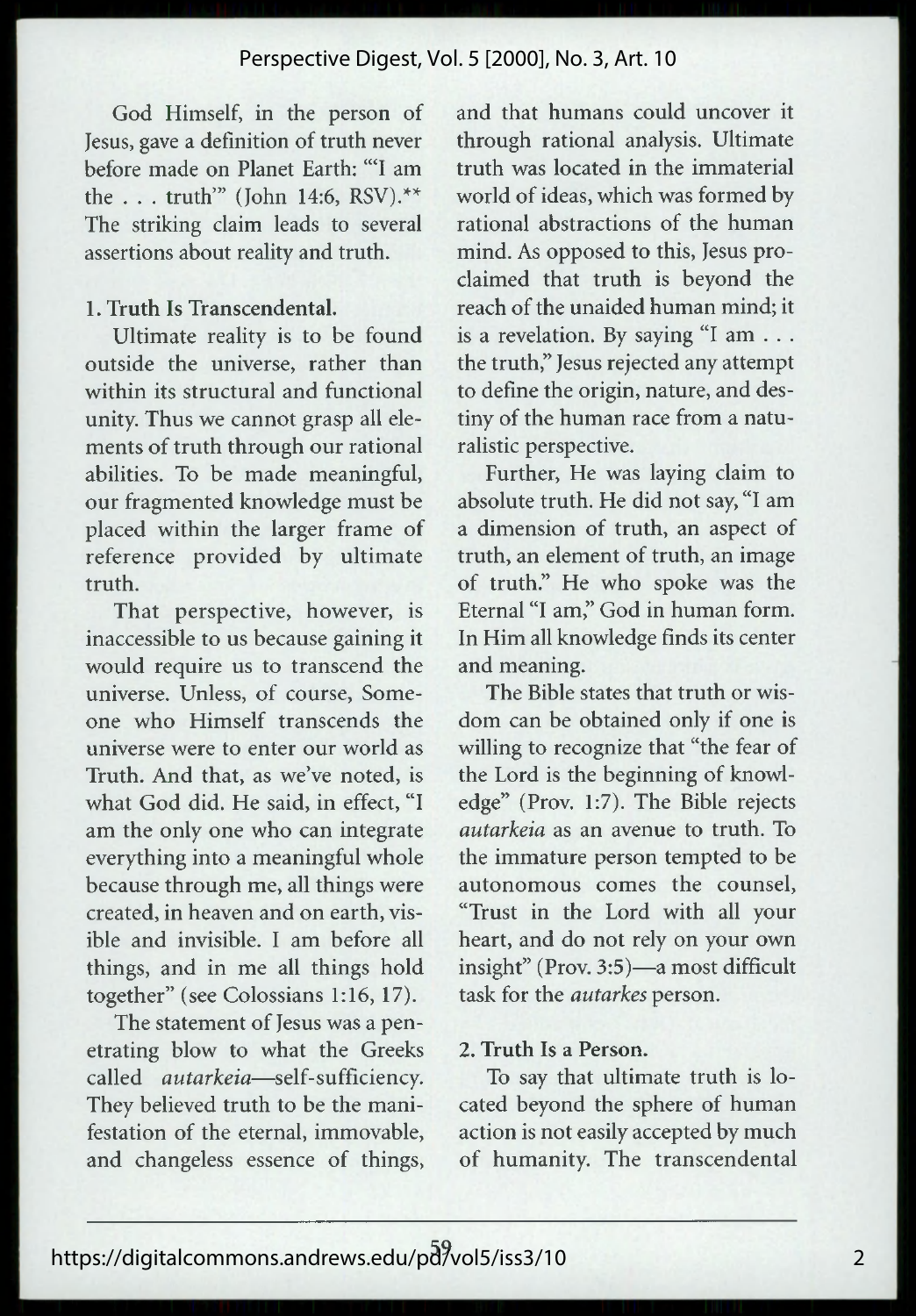God Himself, in the person of Jesus, gave a definition of truth never before made on Planet Earth: "'I am the . . . truth'" (John 14:6, RSV).** The striking claim leads to several assertions about reality and truth.

**1. Truth Is Transcendental.**

Ultimate reality is to be found outside the universe, rather than within its structural and functional unity. Thus we cannot grasp all elements of truth through our rational abilities. To be made meaningful, our fragmented knowledge must be placed within the larger frame of reference provided by ultimate truth.

That perspective, however, is inaccessible to us because gaining it would require us to transcend the universe. Unless, of course, Someone who Himself transcends the universe were to enter our world as Truth. And that, as we've noted, is what God did. He said, in effect, "I am the only one who can integrate everything into a meaningful whole because through me, all things were created, in heaven and on earth, visible and invisible. I am before all things, and in me all things hold together" (see Colossians 1:16, 17).

The statement of Jesus was a penetrating blow to what the Greeks called *autarkeia*—self-sufficiency. They believed truth to be the manifestation of the eternal, immovable, and changeless essence of things, and that humans could uncover it through rational analysis. Ultimate truth was located in the immaterial world of ideas, which was formed by rational abstractions of the human mind. As opposed to this, Jesus proclaimed that truth is beyond the reach of the unaided human mind; it is a revelation. By saying "I am . . . the truth," Jesus rejected any attempt to define the origin, nature, and destiny of the human race from a naturalistic perspective.

Further, He was laying claim to absolute truth. He did not say, "I am a dimension of truth, an aspect of truth, an element of truth, an image of truth." He who spoke was the Eternal "I am," God in human form. In Him all knowledge finds its center and meaning.

The Bible states that truth or wisdom can be obtained only if one is willing to recognize that "the fear of the Lord is the beginning of knowledge" (Prov. 1:7). The Bible rejects *autarkeia* as an avenue to truth. To the immature person tempted to be autonomous comes the counsel, "Trust in the Lord with all your heart, and do not rely on your own insight" (Prov. 3:5)—a most difficult task for the *autarkes* person.

**2. Truth Is a Person.**

To say that ultimate truth is located beyond the sphere of human action is not easily accepted by much of humanity. The transcendental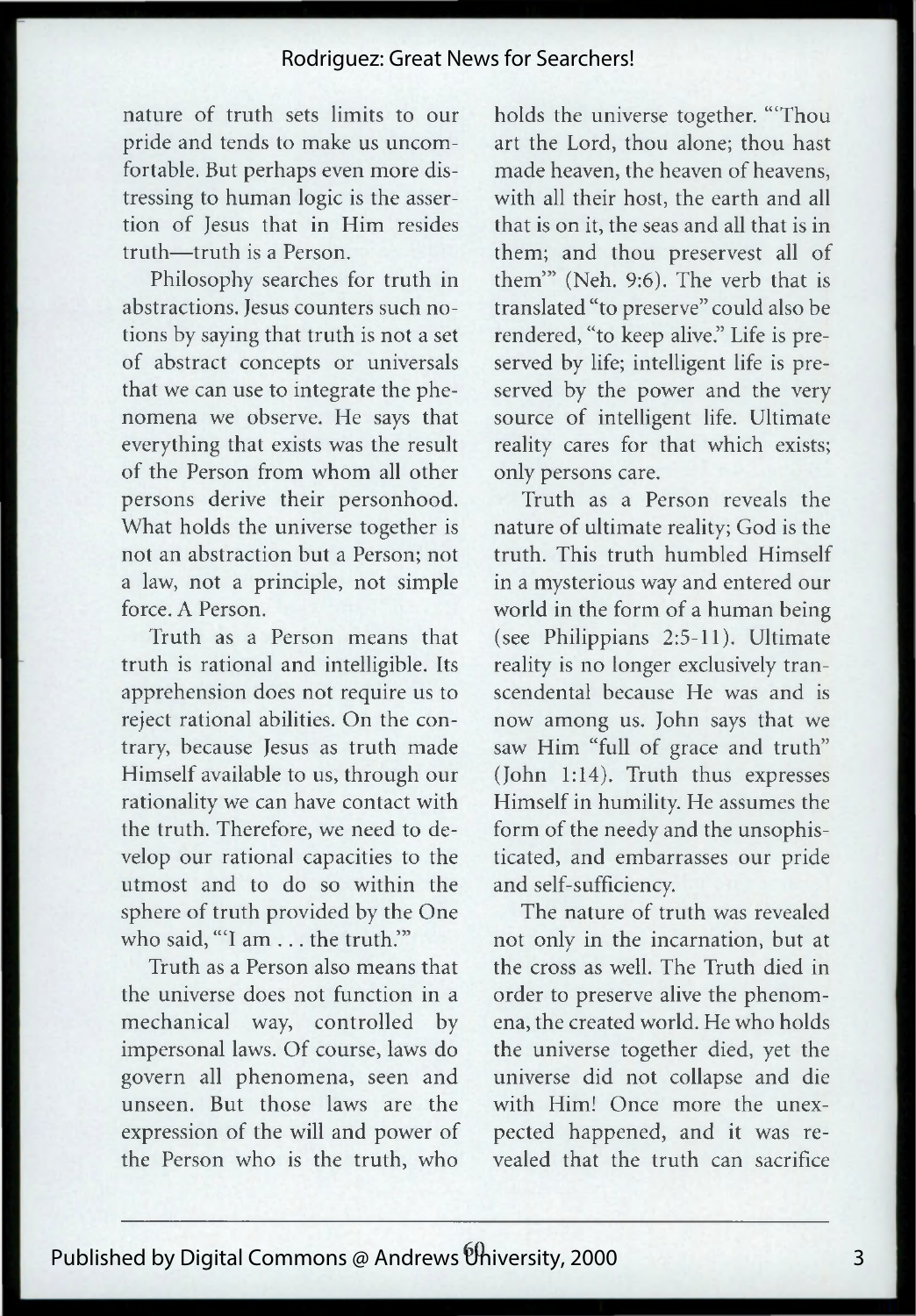nature of truth sets limits to our pride and tends to make us uncomfortable. But perhaps even more distressing to human logic is the assertion of Jesus that in Him resides truth—truth is a Person.

Philosophy searches for truth in abstractions. Jesus counters such notions by saying that truth is not a set of abstract concepts or universals that we can use to integrate the phenomena we observe. He says that everything that exists was the result of the Person from whom all other persons derive their personhood. What holds the universe together is not an abstraction but a Person; not a law, not a principle, not simple force. A Person.

Truth as a Person means that truth is rational and intelligible. Its apprehension does not require us to reject rational abilities. On the contrary, because Jesus as truth made Himself available to us, through our rationality we can have contact with the truth. Therefore, we need to develop our rational capacities to the utmost and to do so within the sphere of truth provided by the One who said, "'I am . . . the truth.'"

Truth as a Person also means that the universe does not function in a mechanical way, controlled by impersonal laws. Of course, laws do govern all phenomena, seen and unseen. But those laws are the expression of the will and power of the Person who is the truth, who holds the universe together. "'Thou art the Lord, thou alone; thou hast made heaven, the heaven of heavens, with all their host, the earth and all that is on it, the seas and all that is in them; and thou preservest all of them'" (Neh. 9:6). The verb that is translated "to preserve" could also be rendered, "to keep alive." Life is preserved by life; intelligent life is preserved by the power and the very source of intelligent life. Ultimate reality cares for that which exists; only persons care.

Truth as a Person reveals the nature of ultimate reality; God is the truth. This truth humbled Himself in a mysterious way and entered our world in the form of a human being (see Philippians 2:5-11). Ultimate reality is no longer exclusively transcendental because He was and is now among us. John says that we saw Him "full of grace and truth" (John 1:14). Truth thus expresses Himself in humility. He assumes the form of the needy and the unsophisticated, and embarrasses our pride and self-sufficiency.

The nature of truth was revealed not only in the incarnation, but at the cross as well. The Truth died in order to preserve alive the phenomena, the created world. He who holds the universe together died, yet the universe did not collapse and die with Him! Once more the unexpected happened, and it was revealed that the truth can sacrifice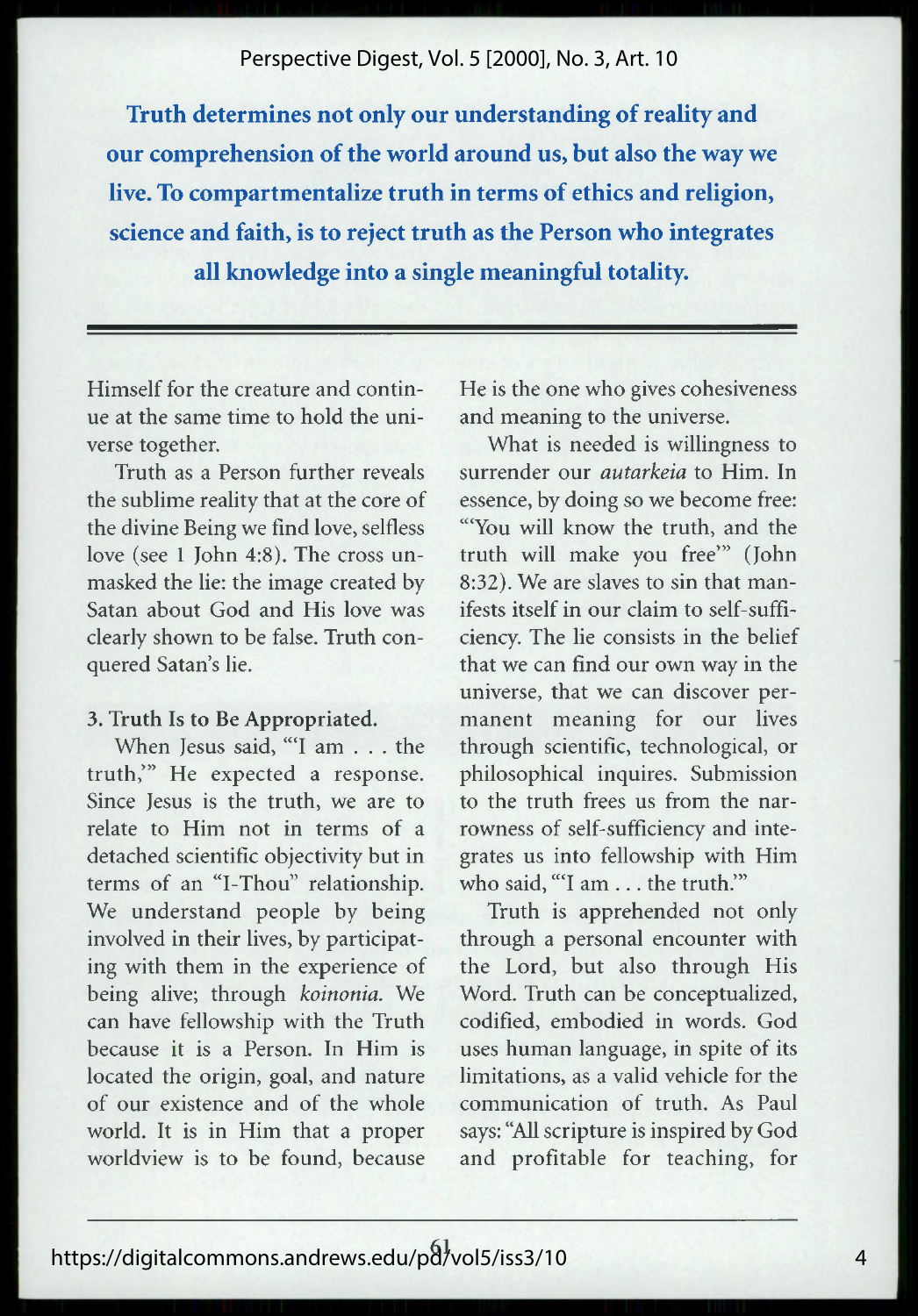**Truth determines not only our understanding of reality and our comprehension of the world around us, but also the way we live. To compartmentalize truth in terms of ethics and religion, science and faith, is to reject truth as the Person who integrates all knowledge into a single meaningful totality.**

---

Himself for the creature and continue at the same time to hold the universe together.

Truth as a Person further reveals the sublime reality that at the core of the divine Being we find love, selfless love (see 1 John 4:8). The cross unmasked the lie: the image created by Satan about God and His love was clearly shown to be false. Truth conquered Satan's lie.

### 3. Truth Is to Be Appropriated.

When Jesus said, "'I am . . . the truth,'" He expected a response. Since Jesus is the truth, we are to relate to Him not in terms of a detached scientific objectivity but in terms of an "I-Thou" relationship. We understand people by being involved in their lives, by participating with them in the experience of being alive; through *koinonia*. We can have fellowship with the Truth because it is a Person. In Him is located the origin, goal, and nature of our existence and of the whole world. It is in Him that a proper worldview is to be found, because He is the one who gives cohesiveness and meaning to the universe.

What is needed is willingness to surrender our *autarkeia* to Him. In essence, by doing so we become free: "'You will know the truth, and the truth will make you free'" (John 8:32). We are slaves to sin that manifests itself in our claim to self-sufficiency. The lie consists in the belief that we can find our own way in the universe, that we can discover permanent meaning for our lives through scientific, technological, or philosophical inquires. Submission to the truth frees us from the narrowness of self-sufficiency and integrates us into fellowship with Him who said, "'I am . . . the truth.'"

Truth is apprehended not only through a personal encounter with the Lord, but also through His Word. Truth can be conceptualized, codified, embodied in words. God uses human language, in spite of its limitations, as a valid vehicle for the communication of truth. As Paul says: "All scripture is inspired by God and profitable for teaching, for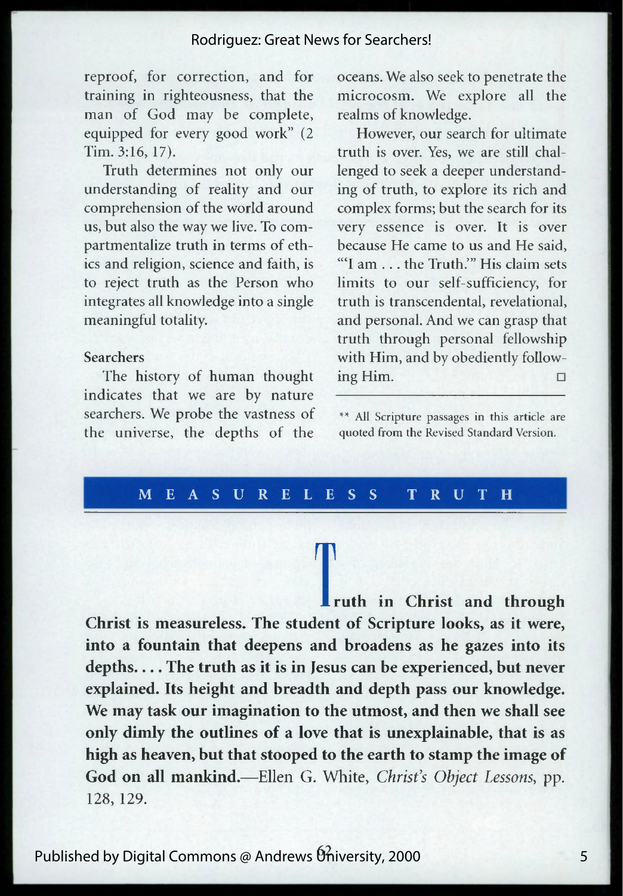reproof, for correction, and for training in righteousness, that the man of God may be complete, equipped for every good work" (2 Tim. 3:16, 17).

Truth determines not only our understanding of reality and our comprehension of the world around us, but also the way we live. To compartmentalize truth in terms of ethics and religion, science and faith, is to reject truth as the Person who integrates all knowledge into a single meaningful totality.

### Searchers

The history of human thought indicates that we are by nature searchers. We probe the vastness of the universe, the depths of the oceans. We also seek to penetrate the microcosm. We explore all the realms of knowledge.

However, our search for ultimate truth is over. Yes, we are still challenged to seek a deeper understanding of truth, to explore its rich and complex forms; but the search for its very essence is over. It is over because He came to us and He said, "'I am . . . the Truth.'" His claim sets limits to our self-sufficiency, for truth is transcendental, revelational, and personal. And we can grasp that truth through personal fellowship with Him, and by obediently following Him. □

** All Scripture passages in this article are quoted from the Revised Standard Version.

## MEASURELESS TRUTH

**Truth in Christ and through Christ is measureless. The student of Scripture looks, as it were, into a fountain that deepens and broadens as he gazes into its depths. . . . The truth as it is in Jesus can be experienced, but never explained. Its height and breadth and depth pass our knowledge. We may task our imagination to the utmost, and then we shall see only dimly the outlines of a love that is unexplainable, that is as high as heaven, but that stooped to the earth to stamp the image of God on all mankind.**—Ellen G. White, *Christ's Object Lessons*, pp. 128, 129.